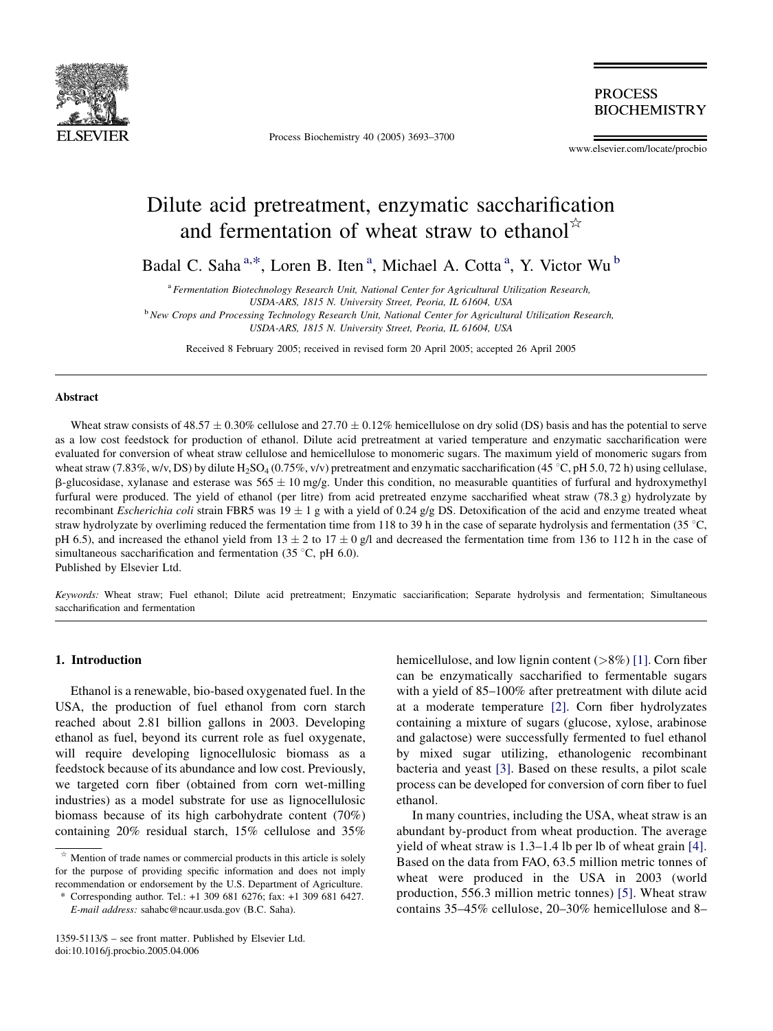# Dilute acid pretreatment, enzymatic saccharification and fermentation of wheat straw to ethanol☆

Badal C. Saha [a,*], Loren B. Iten [a], Michael A. Cotta [a], Y. Victor Wu [b]

[a] Fermentation Biotechnology Research Unit, National Center for Agricultural Utilization Research, USDA-ARS, 1815 N. University Street, Peoria, IL 61604, USA

[b] New Crops and Processing Technology Research Unit, National Center for Agricultural Utilization Research, USDA-ARS, 1815 N. University Street, Peoria, IL 61604, USA

Received 8 February 2005; received in revised form 20 April 2005; accepted 26 April 2005

## Abstract

Wheat straw consists of $48.57 \pm 0.30\%$ cellulose and $27.70 \pm 0.12\%$ hemicellulose on dry solid (DS) basis and has the potential to serve as a low cost feedstock for production of ethanol. Dilute acid pretreatment at varied temperature and enzymatic saccharification were evaluated for conversion of wheat straw cellulose and hemicellulose to monomeric sugars. The maximum yield of monomeric sugars from wheat straw (7.83%, w/v, DS) by dilute $H_2SO_4$ (0.75%, v/v) pretreatment and enzymatic saccharification (45 °C, pH 5.0, 72 h) using cellulase, β-glucosidase, xylanase and esterase was $565 \pm 10$ mg/g. Under this condition, no measurable quantities of furfural and hydroxymethyl furfural were produced. The yield of ethanol (per litre) from acid pretreated enzyme saccharified wheat straw (78.3 g) hydrolyzate by recombinant *Escherichia coli* strain FBR5 was $19 \pm 1$ g with a yield of 0.24 g/g DS. Detoxification of the acid and enzyme treated wheat straw hydrolyzate by overliming reduced the fermentation time from 118 to 39 h in the case of separate hydrolysis and fermentation (35 °C, pH 6.5), and increased the ethanol yield from $13 \pm 2$ to $17 \pm 0$ g/l and decreased the fermentation time from 136 to 112 h in the case of simultaneous saccharification and fermentation (35 °C, pH 6.0).

Published by Elsevier Ltd.

*Keywords:* Wheat straw; Fuel ethanol; Dilute acid pretreatment; Enzymatic sacciarification; Separate hydrolysis and fermentation; Simultaneous saccharification and fermentation

## 1. Introduction

Ethanol is a renewable, bio-based oxygenated fuel. In the USA, the production of fuel ethanol from corn starch reached about 2.81 billion gallons in 2003. Developing ethanol as fuel, beyond its current role as fuel oxygenate, will require developing lignocellulosic biomass as a feedstock because of its abundance and low cost. Previously, we targeted corn fiber (obtained from corn wet-milling industries) as a model substrate for use as lignocellulosic biomass because of its high carbohydrate content (70%) containing 20% residual starch, 15% cellulose and 35% hemicellulose, and low lignin content (>8%) [1]. Corn fiber can be enzymatically saccharified to fermentable sugars with a yield of 85–100% after pretreatment with dilute acid at a moderate temperature [2]. Corn fiber hydrolyzates containing a mixture of sugars (glucose, xylose, arabinose and galactose) were successfully fermented to fuel ethanol by mixed sugar utilizing, ethanologenic recombinant bacteria and yeast [3]. Based on these results, a pilot scale process can be developed for conversion of corn fiber to fuel ethanol.

In many countries, including the USA, wheat straw is an abundant by-product from wheat production. The average yield of wheat straw is 1.3–1.4 lb per lb of wheat grain [4]. Based on the data from FAO, 63.5 million metric tonnes of wheat were produced in the USA in 2003 (world production, 556.3 million metric tonnes) [5]. Wheat straw contains 35–45% cellulose, 20–30% hemicellulose and 8–

☆ Mention of trade names or commercial products in this article is solely for the purpose of providing specific information and does not imply recommendation or endorsement by the U.S. Department of Agriculture.

\* Corresponding author. Tel.: +1 309 681 6276; fax: +1 309 681 6427. *E-mail address:* sahabc@ncaur.usda.gov (B.C. Saha).

1359-5113/$ – see front matter. Published by Elsevier Ltd.
doi:10.1016/j.procbio.2005.04.006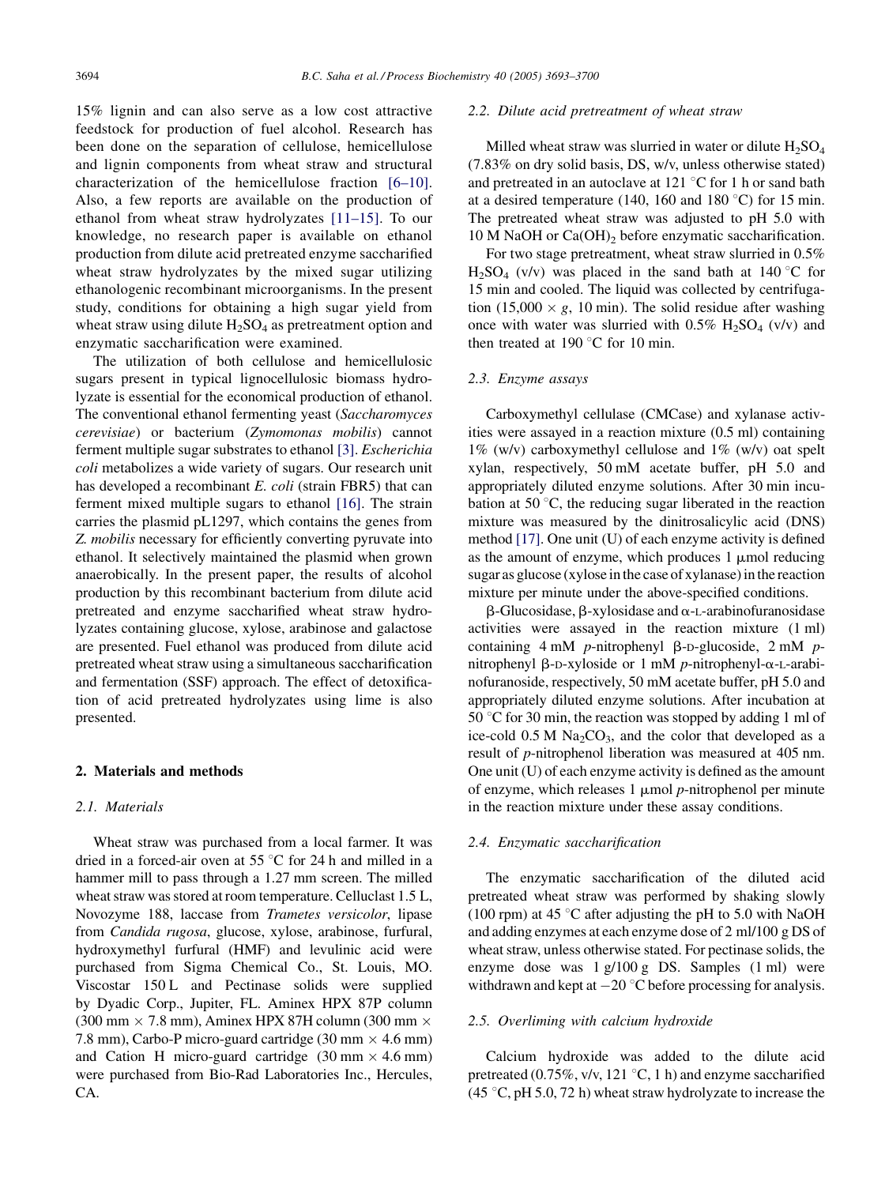15% lignin and can also serve as a low cost attractive feedstock for production of fuel alcohol. Research has been done on the separation of cellulose, hemicellulose and lignin components from wheat straw and structural characterization of the hemicellulose fraction [6–10]. Also, a few reports are available on the production of ethanol from wheat straw hydrolyzates [11–15]. To our knowledge, no research paper is available on ethanol production from dilute acid pretreated enzyme saccharified wheat straw hydrolyzates by the mixed sugar utilizing ethanologenic recombinant microorganisms. In the present study, conditions for obtaining a high sugar yield from wheat straw using dilute $H_2SO_4$ as pretreatment option and enzymatic saccharification were examined.

The utilization of both cellulose and hemicellulosic sugars present in typical lignocellulosic biomass hydrolyzate is essential for the economical production of ethanol. The conventional ethanol fermenting yeast (*Saccharomyces cerevisiae*) or bacterium (*Zymomonas mobilis*) cannot ferment multiple sugar substrates to ethanol [3]. *Escherichia coli* metabolizes a wide variety of sugars. Our research unit has developed a recombinant *E. coli* (strain FBR5) that can ferment mixed multiple sugars to ethanol [16]. The strain carries the plasmid pL1297, which contains the genes from *Z. mobilis* necessary for efficiently converting pyruvate into ethanol. It selectively maintained the plasmid when grown anaerobically. In the present paper, the results of alcohol production by this recombinant bacterium from dilute acid pretreated and enzyme saccharified wheat straw hydrolyzates containing glucose, xylose, arabinose and galactose are presented. Fuel ethanol was produced from dilute acid pretreated wheat straw using a simultaneous saccharification and fermentation (SSF) approach. The effect of detoxification of acid pretreated hydrolyzates using lime is also presented.

## 2. Materials and methods

### 2.1. Materials

Wheat straw was purchased from a local farmer. It was dried in a forced-air oven at 55 °C for 24 h and milled in a hammer mill to pass through a 1.27 mm screen. The milled wheat straw was stored at room temperature. Celluclast 1.5 L, Novozyme 188, laccase from *Trametes versicolor*, lipase from *Candida rugosa*, glucose, xylose, arabinose, furfural, hydroxymethyl furfural (HMF) and levulinic acid were purchased from Sigma Chemical Co., St. Louis, MO. Viscostar 150 L and Pectinase solids were supplied by Dyadic Corp., Jupiter, FL. Aminex HPX 87P column (300 mm × 7.8 mm), Aminex HPX 87H column (300 mm × 7.8 mm), Carbo-P micro-guard cartridge (30 mm × 4.6 mm) and Cation H micro-guard cartridge (30 mm × 4.6 mm) were purchased from Bio-Rad Laboratories Inc., Hercules, CA.

### 2.2. Dilute acid pretreatment of wheat straw

Milled wheat straw was slurried in water or dilute $H_2SO_4$ (7.83% on dry solid basis, DS, w/v, unless otherwise stated) and pretreated in an autoclave at 121 °C for 1 h or sand bath at a desired temperature (140, 160 and 180 °C) for 15 min. The pretreated wheat straw was adjusted to pH 5.0 with 10 M NaOH or $Ca(OH)_2$ before enzymatic saccharification.

For two stage pretreatment, wheat straw slurried in 0.5% $H_2SO_4$ (v/v) was placed in the sand bath at 140 °C for 15 min and cooled. The liquid was collected by centrifugation (15,000 × *g*, 10 min). The solid residue after washing once with water was slurried with 0.5% $H_2SO_4$ (v/v) and then treated at 190 °C for 10 min.

### 2.3. Enzyme assays

Carboxymethyl cellulase (CMCase) and xylanase activities were assayed in a reaction mixture (0.5 ml) containing 1% (w/v) carboxymethyl cellulose and 1% (w/v) oat spelt xylan, respectively, 50 mM acetate buffer, pH 5.0 and appropriately diluted enzyme solutions. After 30 min incubation at 50 °C, the reducing sugar liberated in the reaction mixture was measured by the dinitrosalicylic acid (DNS) method [17]. One unit (U) of each enzyme activity is defined as the amount of enzyme, which produces 1 μmol reducing sugar as glucose (xylose in the case of xylanase) in the reaction mixture per minute under the above-specified conditions.

β-Glucosidase, β-xylosidase and α-L-arabinofuranosidase activities were assayed in the reaction mixture (1 ml) containing 4 mM *p*-nitrophenyl β-D-glucoside, 2 mM *p*-nitrophenyl β-D-xyloside or 1 mM *p*-nitrophenyl-α-L-arabinofuranoside, respectively, 50 mM acetate buffer, pH 5.0 and appropriately diluted enzyme solutions. After incubation at 50 °C for 30 min, the reaction was stopped by adding 1 ml of ice-cold 0.5 M $Na_2CO_3$, and the color that developed as a result of *p*-nitrophenol liberation was measured at 405 nm. One unit (U) of each enzyme activity is defined as the amount of enzyme, which releases 1 μmol *p*-nitrophenol per minute in the reaction mixture under these assay conditions.

### 2.4. Enzymatic saccharification

The enzymatic saccharification of the diluted acid pretreated wheat straw was performed by shaking slowly (100 rpm) at 45 °C after adjusting the pH to 5.0 with NaOH and adding enzymes at each enzyme dose of 2 ml/100 g DS of wheat straw, unless otherwise stated. For pectinase solids, the enzyme dose was 1 g/100 g DS. Samples (1 ml) were withdrawn and kept at −20 °C before processing for analysis.

### 2.5. Overliming with calcium hydroxide

Calcium hydroxide was added to the dilute acid pretreated (0.75%, v/v, 121 °C, 1 h) and enzyme saccharified (45 °C, pH 5.0, 72 h) wheat straw hydrolyzate to increase the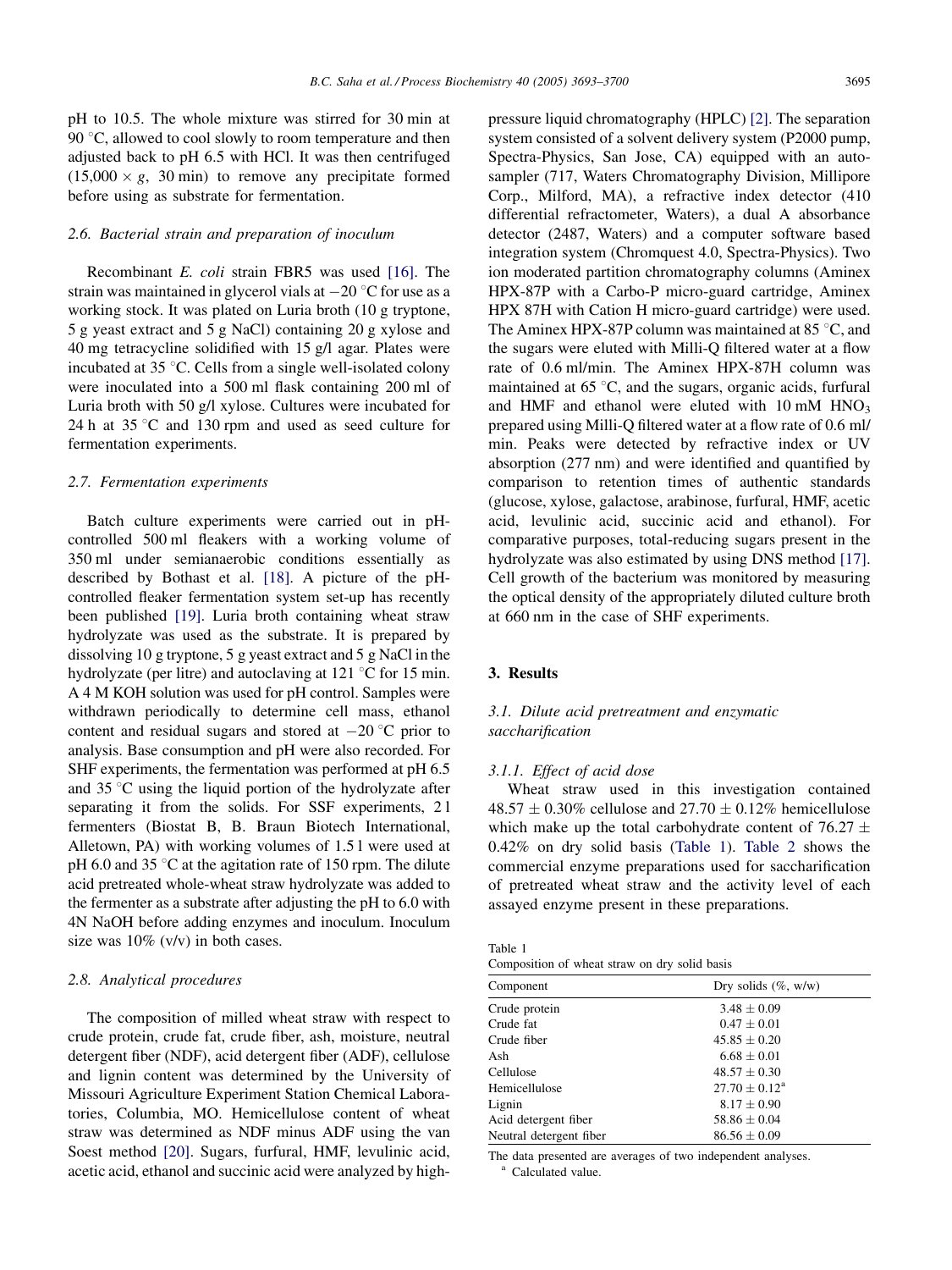pH to 10.5. The whole mixture was stirred for 30 min at 90 °C, allowed to cool slowly to room temperature and then adjusted back to pH 6.5 with HCl. It was then centrifuged (15,000 × g, 30 min) to remove any precipitate formed before using as substrate for fermentation.

### 2.6. Bacterial strain and preparation of inoculum

Recombinant *E. coli* strain FBR5 was used [16]. The strain was maintained in glycerol vials at −20 °C for use as a working stock. It was plated on Luria broth (10 g tryptone, 5 g yeast extract and 5 g NaCl) containing 20 g xylose and 40 mg tetracycline solidified with 15 g/l agar. Plates were incubated at 35 °C. Cells from a single well-isolated colony were inoculated into a 500 ml flask containing 200 ml of Luria broth with 50 g/l xylose. Cultures were incubated for 24 h at 35 °C and 130 rpm and used as seed culture for fermentation experiments.

### 2.7. Fermentation experiments

Batch culture experiments were carried out in pH-controlled 500 ml fleakers with a working volume of 350 ml under semianaerobic conditions essentially as described by Bothast et al. [18]. A picture of the pH-controlled fleaker fermentation system set-up has recently been published [19]. Luria broth containing wheat straw hydrolyzate was used as the substrate. It is prepared by dissolving 10 g tryptone, 5 g yeast extract and 5 g NaCl in the hydrolyzate (per litre) and autoclaving at 121 °C for 15 min. A 4 M KOH solution was used for pH control. Samples were withdrawn periodically to determine cell mass, ethanol content and residual sugars and stored at −20 °C prior to analysis. Base consumption and pH were also recorded. For SHF experiments, the fermentation was performed at pH 6.5 and 35 °C using the liquid portion of the hydrolyzate after separating it from the solids. For SSF experiments, 2 l fermenters (Biostat B, B. Braun Biotech International, Alletown, PA) with working volumes of 1.5 l were used at pH 6.0 and 35 °C at the agitation rate of 150 rpm. The dilute acid pretreated whole-wheat straw hydrolyzate was added to the fermenter as a substrate after adjusting the pH to 6.0 with 4N NaOH before adding enzymes and inoculum. Inoculum size was 10% (v/v) in both cases.

### 2.8. Analytical procedures

The composition of milled wheat straw with respect to crude protein, crude fat, crude fiber, ash, moisture, neutral detergent fiber (NDF), acid detergent fiber (ADF), cellulose and lignin content was determined by the University of Missouri Agriculture Experiment Station Chemical Laboratories, Columbia, MO. Hemicellulose content of wheat straw was determined as NDF minus ADF using the van Soest method [20]. Sugars, furfural, HMF, levulinic acid, acetic acid, ethanol and succinic acid were analyzed by high-pressure liquid chromatography (HPLC) [2]. The separation system consisted of a solvent delivery system (P2000 pump, Spectra-Physics, San Jose, CA) equipped with an autosampler (717, Waters Chromatography Division, Millipore Corp., Milford, MA), a refractive index detector (410 differential refractometer, Waters), a dual A absorbance detector (2487, Waters) and a computer software based integration system (Chromquest 4.0, Spectra-Physics). Two ion moderated partition chromatography columns (Aminex HPX-87P with a Carbo-P micro-guard cartridge, Aminex HPX 87H with Cation H micro-guard cartridge) were used. The Aminex HPX-87P column was maintained at 85 °C, and the sugars were eluted with Milli-Q filtered water at a flow rate of 0.6 ml/min. The Aminex HPX-87H column was maintained at 65 °C, and the sugars, organic acids, furfural and HMF and ethanol were eluted with 10 mM $HNO_3$ prepared using Milli-Q filtered water at a flow rate of 0.6 ml/min. Peaks were detected by refractive index or UV absorption (277 nm) and were identified and quantified by comparison to retention times of authentic standards (glucose, xylose, galactose, arabinose, furfural, HMF, acetic acid, levulinic acid, succinic acid and ethanol). For comparative purposes, total-reducing sugars present in the hydrolyzate was also estimated by using DNS method [17]. Cell growth of the bacterium was monitored by measuring the optical density of the appropriately diluted culture broth at 660 nm in the case of SHF experiments.

## 3. Results

### 3.1. Dilute acid pretreatment and enzymatic saccharification

#### 3.1.1. Effect of acid dose

Wheat straw used in this investigation contained 48.57 ± 0.30% cellulose and 27.70 ± 0.12% hemicellulose which make up the total carbohydrate content of 76.27 ± 0.42% on dry solid basis (Table 1). Table 2 shows the commercial enzyme preparations used for saccharification of pretreated wheat straw and the activity level of each assayed enzyme present in these preparations.

Table 1
Composition of wheat straw on dry solid basis

| Component | Dry solids (%, w/w) |
|---|---|
| Crude protein | 3.48 ± 0.09 |
| Crude fat | 0.47 ± 0.01 |
| Crude fiber | 45.85 ± 0.20 |
| Ash | 6.68 ± 0.01 |
| Cellulose | 48.57 ± 0.30 |
| Hemicellulose | 27.70 ± 0.12[a] |
| Lignin | 8.17 ± 0.90 |
| Acid detergent fiber | 58.86 ± 0.04 |
| Neutral detergent fiber | 86.56 ± 0.09 |

The data presented are averages of two independent analyses.
[a] Calculated value.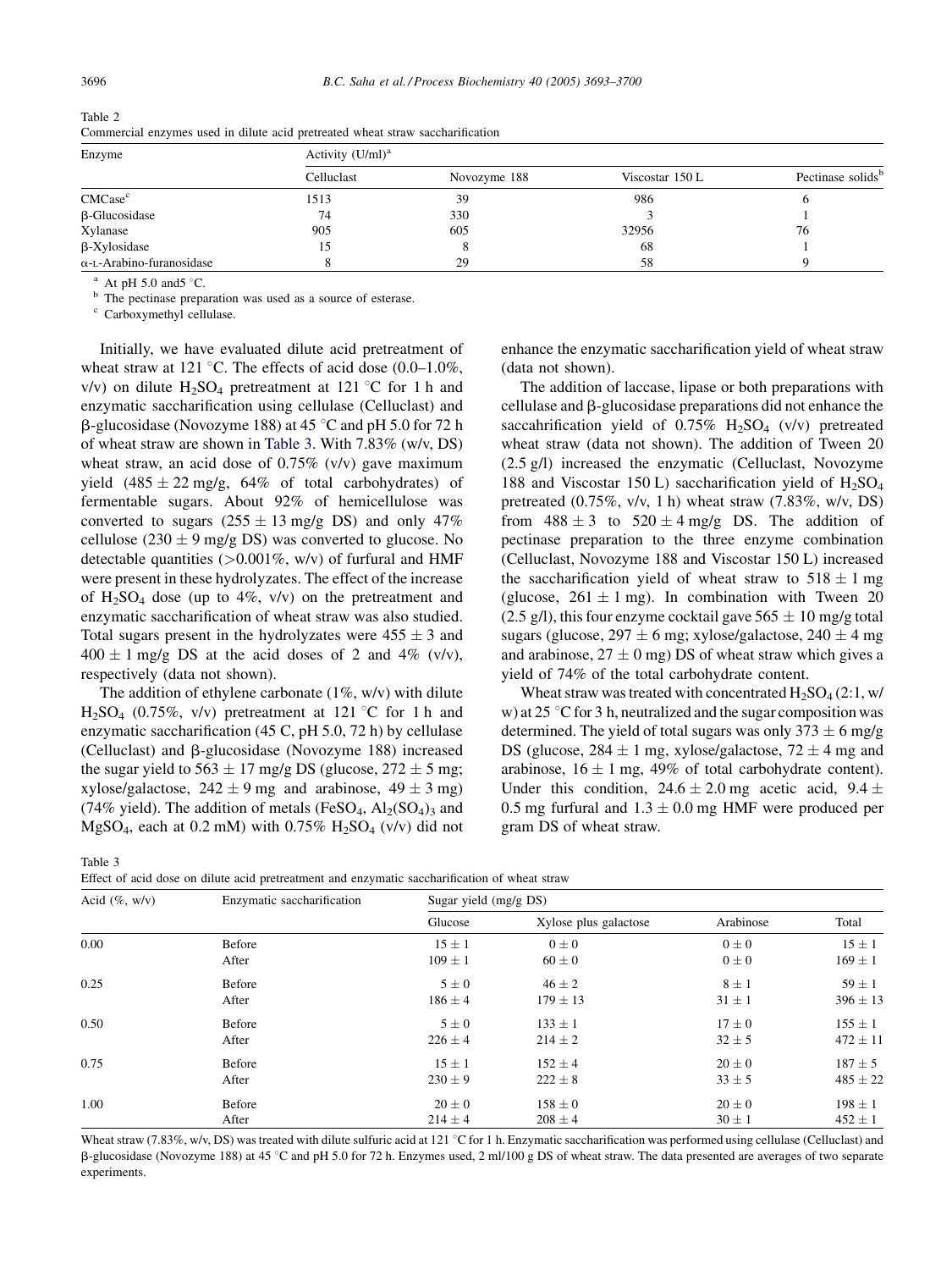Table 2
Commercial enzymes used in dilute acid pretreated wheat straw saccharification

| Enzyme | Activity (U/ml)[a] | | | |
|---|---|---|---|---|
| | Celluclast | Novozyme 188 | Viscostar 150 L | Pectinase solids[b] |
| CMCase[c] | 1513 | 39 | 986 | 6 |
| β-Glucosidase | 74 | 330 | 3 | 1 |
| Xylanase | 905 | 605 | 32956 | 76 |
| β-Xylosidase | 15 | 8 | 68 | 1 |
| α-L-Arabino-furanosidase | 8 | 29 | 58 | 9 |

[a] At pH 5.0 and5 °C.

[b] The pectinase preparation was used as a source of esterase.

[c] Carboxymethyl cellulase.

Initially, we have evaluated dilute acid pretreatment of wheat straw at 121 °C. The effects of acid dose (0.0–1.0%, v/v) on dilute $H_2SO_4$ pretreatment at 121 °C for 1 h and enzymatic saccharification using cellulase (Celluclast) and β-glucosidase (Novozyme 188) at 45 °C and pH 5.0 for 72 h of wheat straw are shown in Table 3. With 7.83% (w/v, DS) wheat straw, an acid dose of 0.75% (v/v) gave maximum yield ($485 \pm 22$ mg/g, 64% of total carbohydrates) of fermentable sugars. About 92% of hemicellulose was converted to sugars ($255 \pm 13$ mg/g DS) and only 47% cellulose ($230 \pm 9$ mg/g DS) was converted to glucose. No detectable quantities (>0.001%, w/v) of furfural and HMF were present in these hydrolyzates. The effect of the increase of $H_2SO_4$ dose (up to 4%, v/v) on the pretreatment and enzymatic saccharification of wheat straw was also studied. Total sugars present in the hydrolyzates were $455 \pm 3$ and $400 \pm 1$ mg/g DS at the acid doses of 2 and 4% (v/v), respectively (data not shown).

The addition of ethylene carbonate (1%, w/v) with dilute $H_2SO_4$ (0.75%, v/v) pretreatment at 121 °C for 1 h and enzymatic saccharification (45 C, pH 5.0, 72 h) by cellulase (Celluclast) and β-glucosidase (Novozyme 188) increased the sugar yield to $563 \pm 17$ mg/g DS (glucose, $272 \pm 5$ mg; xylose/galactose, $242 \pm 9$ mg and arabinose, $49 \pm 3$ mg) (74% yield). The addition of metals ($FeSO_4$, $Al_2(SO_4)_3$ and $MgSO_4$, each at 0.2 mM) with 0.75% $H_2SO_4$ (v/v) did not enhance the enzymatic saccharification yield of wheat straw (data not shown).

The addition of laccase, lipase or both preparations with cellulase and β-glucosidase preparations did not enhance the saccahrification yield of 0.75% $H_2SO_4$ (v/v) pretreated wheat straw (data not shown). The addition of Tween 20 (2.5 g/l) increased the enzymatic (Celluclast, Novozyme 188 and Viscostar 150 L) saccharification yield of $H_2SO_4$ pretreated (0.75%, v/v, 1 h) wheat straw (7.83%, w/v, DS) from $488 \pm 3$ to $520 \pm 4$ mg/g DS. The addition of pectinase preparation to the three enzyme combination (Celluclast, Novozyme 188 and Viscostar 150 L) increased the saccharification yield of wheat straw to $518 \pm 1$ mg (glucose, $261 \pm 1$ mg). In combination with Tween 20 (2.5 g/l), this four enzyme cocktail gave $565 \pm 10$ mg/g total sugars (glucose, $297 \pm 6$ mg; xylose/galactose, $240 \pm 4$ mg and arabinose, $27 \pm 0$ mg) DS of wheat straw which gives a yield of 74% of the total carbohydrate content.

Wheat straw was treated with concentrated $H_2SO_4$ (2:1, w/w) at 25 °C for 3 h, neutralized and the sugar composition was determined. The yield of total sugars was only $373 \pm 6$ mg/g DS (glucose, $284 \pm 1$ mg, xylose/galactose, $72 \pm 4$ mg and arabinose, $16 \pm 1$ mg, 49% of total carbohydrate content). Under this condition, $24.6 \pm 2.0$ mg acetic acid, $9.4 \pm 0.5$ mg furfural and $1.3 \pm 0.0$ mg HMF were produced per gram DS of wheat straw.

Table 3
Effect of acid dose on dilute acid pretreatment and enzymatic saccharification of wheat straw

| Acid (%, w/v) | Enzymatic saccharification | Sugar yield (mg/g DS) | | | |
|---|---|---|---|---|---|
| | | Glucose | Xylose plus galactose | Arabinose | Total |
| 0.00 | Before | $15 \pm 1$ | $0 \pm 0$ | $0 \pm 0$ | $15 \pm 1$ |
| | After | $109 \pm 1$ | $60 \pm 0$ | $0 \pm 0$ | $169 \pm 1$ |
| 0.25 | Before | $5 \pm 0$ | $46 \pm 2$ | $8 \pm 1$ | $59 \pm 1$ |
| | After | $186 \pm 4$ | $179 \pm 13$ | $31 \pm 1$ | $396 \pm 13$ |
| 0.50 | Before | $5 \pm 0$ | $133 \pm 1$ | $17 \pm 0$ | $155 \pm 1$ |
| | After | $226 \pm 4$ | $214 \pm 2$ | $32 \pm 5$ | $472 \pm 11$ |
| 0.75 | Before | $15 \pm 1$ | $152 \pm 4$ | $20 \pm 0$ | $187 \pm 5$ |
| | After | $230 \pm 9$ | $222 \pm 8$ | $33 \pm 5$ | $485 \pm 22$ |
| 1.00 | Before | $20 \pm 0$ | $158 \pm 0$ | $20 \pm 0$ | $198 \pm 1$ |
| | After | $214 \pm 4$ | $208 \pm 4$ | $30 \pm 1$ | $452 \pm 1$ |

Wheat straw (7.83%, w/v, DS) was treated with dilute sulfuric acid at 121 °C for 1 h. Enzymatic saccharification was performed using cellulase (Celluclast) and β-glucosidase (Novozyme 188) at 45 °C and pH 5.0 for 72 h. Enzymes used, 2 ml/100 g DS of wheat straw. The data presented are averages of two separate experiments.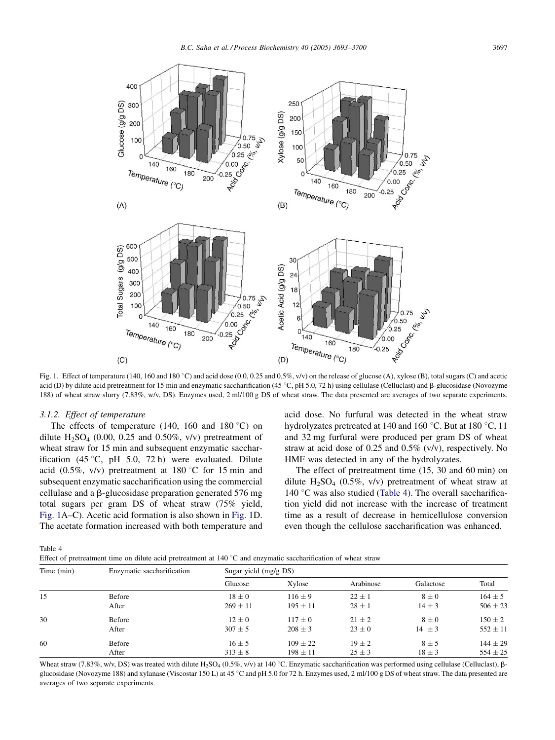Fig. 1. Effect of temperature (140, 160 and 180 °C) and acid dose (0.0, 0.25 and 0.5%, v/v) on the release of glucose (A), xylose (B), total sugars (C) and acetic acid (D) by dilute acid pretreatment for 15 min and enzymatic saccharification (45 °C, pH 5.0, 72 h) using cellulase (Celluclast) and β-glucosidase (Novozyme 188) of wheat straw slurry (7.83%, w/v, DS). Enzymes used, 2 ml/100 g DS of wheat straw. The data presented are averages of two separate experiments.

### 3.1.2. Effect of temperature

The effects of temperature (140, 160 and 180 °C) on dilute $H_2SO_4$ (0.00, 0.25 and 0.50%, v/v) pretreatment of wheat straw for 15 min and subsequent enzymatic saccharification (45 °C, pH 5.0, 72 h) were evaluated. Dilute acid (0.5%, v/v) pretreatment at 180 °C for 15 min and subsequent enzymatic saccharification using the commercial cellulase and a β-glucosidase preparation generated 576 mg total sugars per gram DS of wheat straw (75% yield, Fig. 1A–C). Acetic acid formation is also shown in Fig. 1D. The acetate formation increased with both temperature and acid dose. No furfural was detected in the wheat straw hydrolyzates pretreated at 140 and 160 °C. But at 180 °C, 11 and 32 mg furfural were produced per gram DS of wheat straw at acid dose of 0.25 and 0.5% (v/v), respectively. No HMF was detected in any of the hydrolyzates.

The effect of pretreatment time (15, 30 and 60 min) on dilute $H_2SO_4$ (0.5%, v/v) pretreatment of wheat straw at 140 °C was also studied (Table 4). The overall saccharification yield did not increase with the increase of treatment time as a result of decrease in hemicellulose conversion even though the cellulose saccharification was enhanced.

Table 4
Effect of pretreatment time on dilute acid pretreatment at 140 °C and enzymatic saccharification of wheat straw

| Time (min) | Enzymatic saccharification | Sugar yield (mg/g DS) | | | | |
|---|---|---|---|---|---|---|
| | | Glucose | Xylose | Arabinose | Galactose | Total |
| 15 | Before | 18 ± 0 | 116 ± 9 | 22 ± 1 | 8 ± 0 | 164 ± 5 |
| | After | 269 ± 11 | 195 ± 11 | 28 ± 1 | 14 ± 3 | 506 ± 23 |
| 30 | Before | 12 ± 0 | 117 ± 0 | 21 ± 2 | 8 ± 0 | 150 ± 2 |
| | After | 307 ± 5 | 208 ± 3 | 23 ± 0 | 14 ± 3 | 552 ± 11 |
| 60 | Before | 16 ± 5 | 109 ± 22 | 19 ± 2 | 8 ± 5 | 144 ± 29 |
| | After | 313 ± 8 | 198 ± 11 | 25 ± 3 | 18 ± 3 | 554 ± 25 |

Wheat straw (7.83%, w/v, DS) was treated with dilute $H_2SO_4$ (0.5%, v/v) at 140 °C. Enzymatic saccharification was performed using cellulase (Celluclast), β-glucosidase (Novozyme 188) and xylanase (Viscostar 150 L) at 45 °C and pH 5.0 for 72 h. Enzymes used, 2 ml/100 g DS of wheat straw. The data presented are averages of two separate experiments.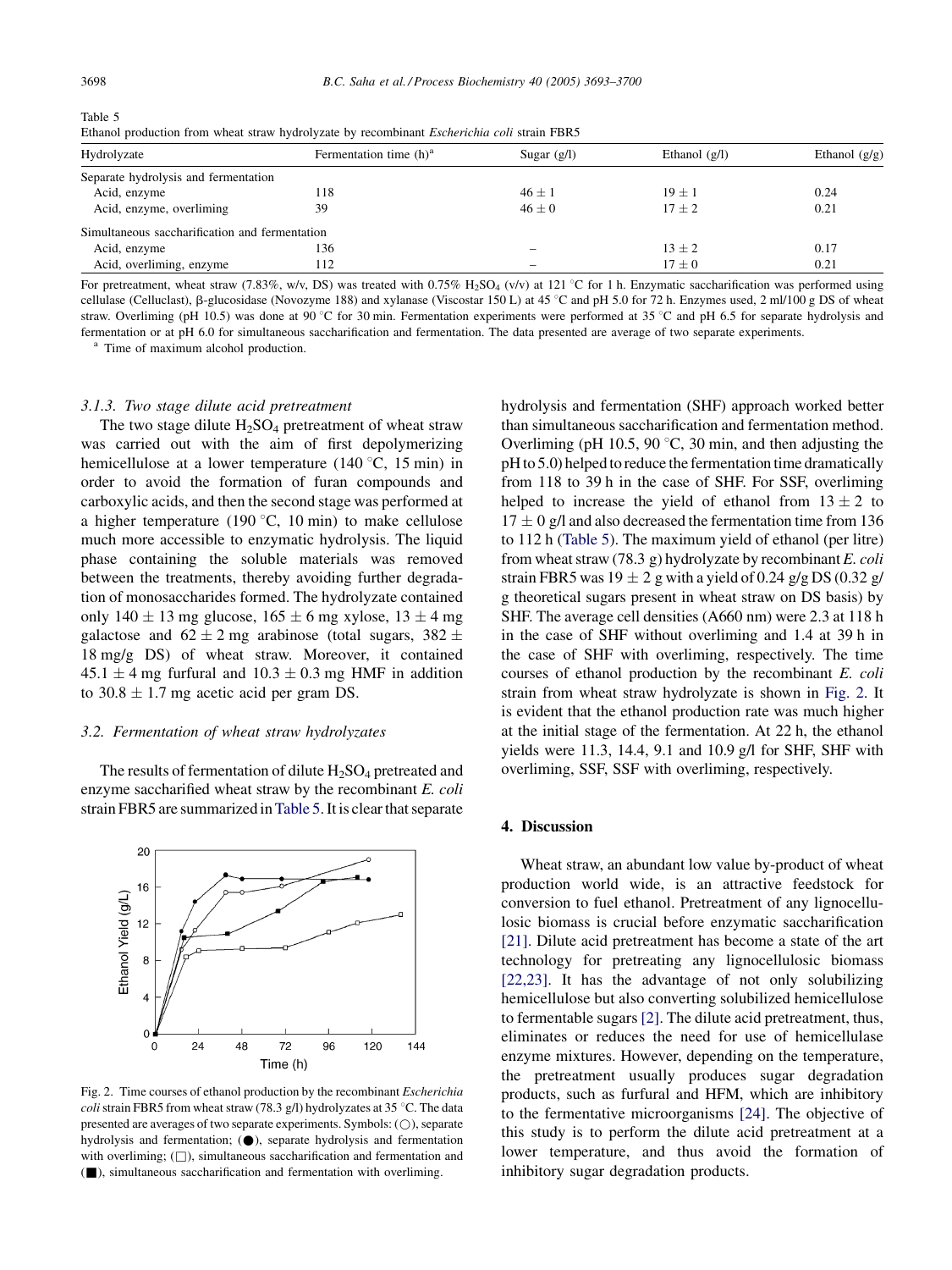Table 5
Ethanol production from wheat straw hydrolyzate by recombinant *Escherichia coli* strain FBR5

| Hydrolyzate | Fermentation time (h)[a] | Sugar (g/l) | Ethanol (g/l) | Ethanol (g/g) |
|---|---|---|---|---|
| Separate hydrolysis and fermentation | | | | |
| Acid, enzyme | 118 | $46 \pm 1$ | $19 \pm 1$ | 0.24 |
| Acid, enzyme, overliming | 39 | $46 \pm 0$ | $17 \pm 2$ | 0.21 |
| Simultaneous saccharification and fermentation | | | | |
| Acid, enzyme | 136 | – | $13 \pm 2$ | 0.17 |
| Acid, overliming, enzyme | 112 | – | $17 \pm 0$ | 0.21 |

For pretreatment, wheat straw (7.83%, w/v, DS) was treated with 0.75% $H_2SO_4$ (v/v) at 121 °C for 1 h. Enzymatic saccharification was performed using cellulase (Celluclast), β-glucosidase (Novozyme 188) and xylanase (Viscostar 150 L) at 45 °C and pH 5.0 for 72 h. Enzymes used, 2 ml/100 g DS of wheat straw. Overliming (pH 10.5) was done at 90 °C for 30 min. Fermentation experiments were performed at 35 °C and pH 6.5 for separate hydrolysis and fermentation or at pH 6.0 for simultaneous saccharification and fermentation. The data presented are average of two separate experiments.

[a] Time of maximum alcohol production.

### 3.1.3. Two stage dilute acid pretreatment

The two stage dilute $H_2SO_4$ pretreatment of wheat straw was carried out with the aim of first depolymerizing hemicellulose at a lower temperature (140 °C, 15 min) in order to avoid the formation of furan compounds and carboxylic acids, and then the second stage was performed at a higher temperature (190 °C, 10 min) to make cellulose much more accessible to enzymatic hydrolysis. The liquid phase containing the soluble materials was removed between the treatments, thereby avoiding further degradation of monosaccharides formed. The hydrolyzate contained only $140 \pm 13$ mg glucose, $165 \pm 6$ mg xylose, $13 \pm 4$ mg galactose and $62 \pm 2$ mg arabinose (total sugars, $382 \pm 18$ mg/g DS) of wheat straw. Moreover, it contained $45.1 \pm 4$ mg furfural and $10.3 \pm 0.3$ mg HMF in addition to $30.8 \pm 1.7$ mg acetic acid per gram DS.

## 3.2. Fermentation of wheat straw hydrolyzates

The results of fermentation of dilute $H_2SO_4$ pretreated and enzyme saccharified wheat straw by the recombinant *E. coli* strain FBR5 are summarized in Table 5. It is clear that separate hydrolysis and fermentation (SHF) approach worked better than simultaneous saccharification and fermentation method. Overliming (pH 10.5, 90 °C, 30 min, and then adjusting the pH to 5.0) helped to reduce the fermentation time dramatically from 118 to 39 h in the case of SHF. For SSF, overliming helped to increase the yield of ethanol from $13 \pm 2$ to $17 \pm 0$ g/l and also decreased the fermentation time from 136 to 112 h (Table 5). The maximum yield of ethanol (per litre) from wheat straw (78.3 g) hydrolyzate by recombinant *E. coli* strain FBR5 was $19 \pm 2$ g with a yield of 0.24 g/g DS (0.32 g/g theoretical sugars present in wheat straw on DS basis) by SHF. The average cell densities (A660 nm) were 2.3 at 118 h in the case of SHF without overliming and 1.4 at 39 h in the case of SHF with overliming, respectively. The time courses of ethanol production by the recombinant *E. coli* strain from wheat straw hydrolyzate is shown in Fig. 2. It is evident that the ethanol production rate was much higher at the initial stage of the fermentation. At 22 h, the ethanol yields were 11.3, 14.4, 9.1 and 10.9 g/l for SHF, SHF with overliming, SSF, SSF with overliming, respectively.

Fig. 2. Time courses of ethanol production by the recombinant *Escherichia coli* strain FBR5 from wheat straw (78.3 g/l) hydrolyzates at 35 °C. The data presented are averages of two separate experiments. Symbols: (○), separate hydrolysis and fermentation; (●), separate hydrolysis and fermentation with overliming; (□), simultaneous saccharification and fermentation and (■), simultaneous saccharification and fermentation with overliming.

# 4. Discussion

Wheat straw, an abundant low value by-product of wheat production world wide, is an attractive feedstock for conversion to fuel ethanol. Pretreatment of any lignocellulosic biomass is crucial before enzymatic saccharification [21]. Dilute acid pretreatment has become a state of the art technology for pretreating any lignocellulosic biomass [22,23]. It has the advantage of not only solubilizing hemicellulose but also converting solubilized hemicellulose to fermentable sugars [2]. The dilute acid pretreatment, thus, eliminates or reduces the need for use of hemicellulase enzyme mixtures. However, depending on the temperature, the pretreatment usually produces sugar degradation products, such as furfural and HFM, which are inhibitory to the fermentative microorganisms [24]. The objective of this study is to perform the dilute acid pretreatment at a lower temperature, and thus avoid the formation of inhibitory sugar degradation products.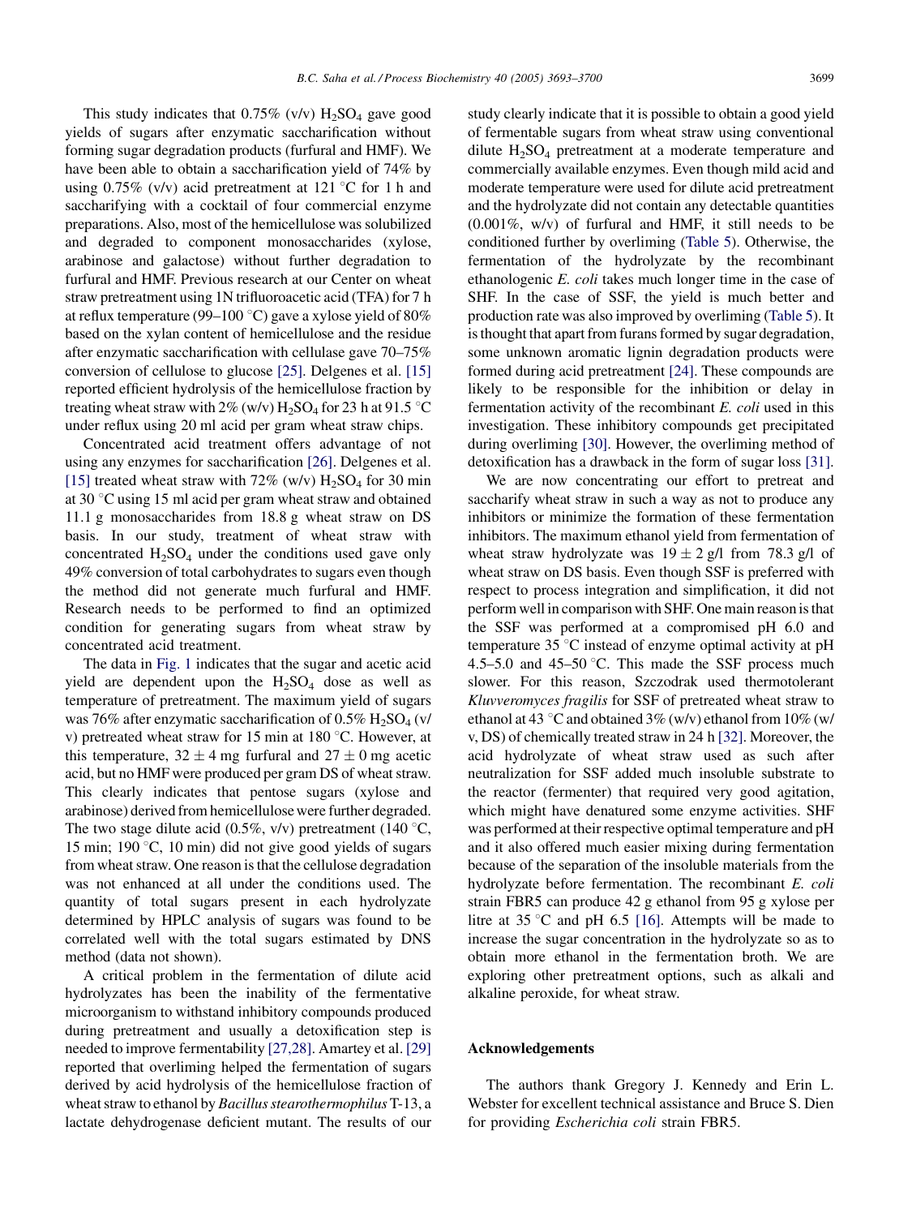This study indicates that 0.75% (v/v) $H_2SO_4$ gave good yields of sugars after enzymatic saccharification without forming sugar degradation products (furfural and HMF). We have been able to obtain a saccharification yield of 74% by using 0.75% (v/v) acid pretreatment at 121 °C for 1 h and saccharifying with a cocktail of four commercial enzyme preparations. Also, most of the hemicellulose was solubilized and degraded to component monosaccharides (xylose, arabinose and galactose) without further degradation to furfural and HMF. Previous research at our Center on wheat straw pretreatment using 1N trifluoroacetic acid (TFA) for 7 h at reflux temperature (99–100 °C) gave a xylose yield of 80% based on the xylan content of hemicellulose and the residue after enzymatic saccharification with cellulase gave 70–75% conversion of cellulose to glucose [25]. Delgenes et al. [15] reported efficient hydrolysis of the hemicellulose fraction by treating wheat straw with 2% (w/v) $H_2SO_4$ for 23 h at 91.5 °C under reflux using 20 ml acid per gram wheat straw chips.

Concentrated acid treatment offers advantage of not using any enzymes for saccharification [26]. Delgenes et al. [15] treated wheat straw with 72% (w/v) $H_2SO_4$ for 30 min at 30 °C using 15 ml acid per gram wheat straw and obtained 11.1 g monosaccharides from 18.8 g wheat straw on DS basis. In our study, treatment of wheat straw with concentrated $H_2SO_4$ under the conditions used gave only 49% conversion of total carbohydrates to sugars even though the method did not generate much furfural and HMF. Research needs to be performed to find an optimized condition for generating sugars from wheat straw by concentrated acid treatment.

The data in Fig. 1 indicates that the sugar and acetic acid yield are dependent upon the $H_2SO_4$ dose as well as temperature of pretreatment. The maximum yield of sugars was 76% after enzymatic saccharification of 0.5% $H_2SO_4$ (v/v) pretreated wheat straw for 15 min at 180 °C. However, at this temperature, $32 \pm 4$ mg furfural and $27 \pm 0$ mg acetic acid, but no HMF were produced per gram DS of wheat straw. This clearly indicates that pentose sugars (xylose and arabinose) derived from hemicellulose were further degraded. The two stage dilute acid (0.5%, v/v) pretreatment (140 °C, 15 min; 190 °C, 10 min) did not give good yields of sugars from wheat straw. One reason is that the cellulose degradation was not enhanced at all under the conditions used. The quantity of total sugars present in each hydrolyzate determined by HPLC analysis of sugars was found to be correlated well with the total sugars estimated by DNS method (data not shown).

A critical problem in the fermentation of dilute acid hydrolyzates has been the inability of the fermentative microorganism to withstand inhibitory compounds produced during pretreatment and usually a detoxification step is needed to improve fermentability [27,28]. Amartey et al. [29] reported that overliming helped the fermentation of sugars derived by acid hydrolysis of the hemicellulose fraction of wheat straw to ethanol by *Bacillus stearothermophilus* T-13, a lactate dehydrogenase deficient mutant. The results of our study clearly indicate that it is possible to obtain a good yield of fermentable sugars from wheat straw using conventional dilute $H_2SO_4$ pretreatment at a moderate temperature and commercially available enzymes. Even though mild acid and moderate temperature were used for dilute acid pretreatment and the hydrolyzate did not contain any detectable quantities (0.001%, w/v) of furfural and HMF, it still needs to be conditioned further by overliming (Table 5). Otherwise, the fermentation of the hydrolyzate by the recombinant ethanologenic *E. coli* takes much longer time in the case of SHF. In the case of SSF, the yield is much better and production rate was also improved by overliming (Table 5). It is thought that apart from furans formed by sugar degradation, some unknown aromatic lignin degradation products were formed during acid pretreatment [24]. These compounds are likely to be responsible for the inhibition or delay in fermentation activity of the recombinant *E. coli* used in this investigation. These inhibitory compounds get precipitated during overliming [30]. However, the overliming method of detoxification has a drawback in the form of sugar loss [31].

We are now concentrating our effort to pretreat and saccharify wheat straw in such a way as not to produce any inhibitors or minimize the formation of these fermentation inhibitors. The maximum ethanol yield from fermentation of wheat straw hydrolyzate was $19 \pm 2$ g/l from 78.3 g/l of wheat straw on DS basis. Even though SSF is preferred with respect to process integration and simplification, it did not perform well in comparison with SHF. One main reason is that the SSF was performed at a compromised pH 6.0 and temperature 35 °C instead of enzyme optimal activity at pH 4.5–5.0 and 45–50 °C. This made the SSF process much slower. For this reason, Szczodrak used thermotolerant *Kluvveromyces fragilis* for SSF of pretreated wheat straw to ethanol at 43 °C and obtained 3% (w/v) ethanol from 10% (w/v, DS) of chemically treated straw in 24 h [32]. Moreover, the acid hydrolyzate of wheat straw used as such after neutralization for SSF added much insoluble substrate to the reactor (fermenter) that required very good agitation, which might have denatured some enzyme activities. SHF was performed at their respective optimal temperature and pH and it also offered much easier mixing during fermentation because of the separation of the insoluble materials from the hydrolyzate before fermentation. The recombinant *E. coli* strain FBR5 can produce 42 g ethanol from 95 g xylose per litre at 35 °C and pH 6.5 [16]. Attempts will be made to increase the sugar concentration in the hydrolyzate so as to obtain more ethanol in the fermentation broth. We are exploring other pretreatment options, such as alkali and alkaline peroxide, for wheat straw.

## Acknowledgements

The authors thank Gregory J. Kennedy and Erin L. Webster for excellent technical assistance and Bruce S. Dien for providing *Escherichia coli* strain FBR5.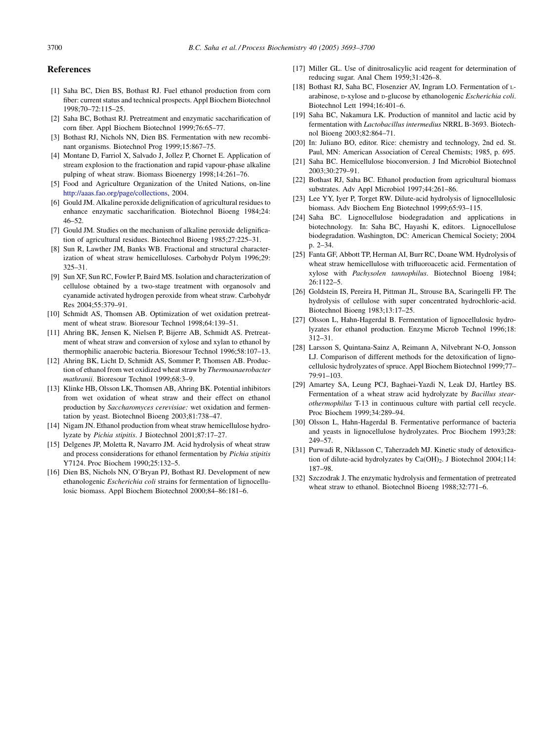## References

[1] Saha BC, Dien BS, Bothast RJ. Fuel ethanol production from corn fiber: current status and technical prospects. Appl Biochem Biotechnol 1998;70–72:115–25.

[2] Saha BC, Bothast RJ. Pretreatment and enzymatic saccharification of corn fiber. Appl Biochem Biotechnol 1999;76:65–77.

[3] Bothast RJ, Nichols NN, Dien BS. Fermentation with new recombinant organisms. Biotechnol Prog 1999;15:867–75.

[4] Montane D, Farriol X, Salvado J, Jollez P, Chornet E. Application of stream explosion to the fractionation and rapid vapour-phase alkaline pulping of wheat straw. Biomass Bioenergy 1998;14:261–76.

[5] Food and Agriculture Organization of the United Nations, on-line http://aaas.fao.org/page/collections, 2004.

[6] Gould JM. Alkaline peroxide delignification of agricultural residues to enhance enzymatic saccharification. Biotechnol Bioeng 1984;24: 46–52.

[7] Gould JM. Studies on the mechanism of alkaline peroxide delignification of agricultural residues. Biotechnol Bioeng 1985;27:225–31.

[8] Sun R, Lawther JM, Banks WB. Fractional and structural characterization of wheat straw hemicelluloses. Carbohydr Polym 1996;29: 325–31.

[9] Sun XF, Sun RC, Fowler P, Baird MS. Isolation and characterization of cellulose obtained by a two-stage treatment with organosolv and cyanamide activated hydrogen peroxide from wheat straw. Carbohydr Res 2004;55:379–91.

[10] Schmidt AS, Thomsen AB. Optimization of wet oxidation pretreatment of wheat straw. Bioresour Technol 1998;64:139–51.

[11] Ahring BK, Jensen K, Nielsen P, Bijerre AB, Schmidt AS. Pretreatment of wheat straw and conversion of xylose and xylan to ethanol by thermophilic anaerobic bacteria. Bioresour Technol 1996;58:107–13.

[12] Ahring BK, Licht D, Schmidt AS, Sommer P, Thomsen AB. Production of ethanol from wet oxidized wheat straw by *Thermoanaerobacter mathranii*. Bioresour Technol 1999;68:3–9.

[13] Klinke HB, Olsson LK, Thomsen AB, Ahring BK. Potential inhibitors from wet oxidation of wheat straw and their effect on ethanol production by *Saccharomyces cerevisiae:* wet oxidation and fermentation by yeast. Biotechnol Bioeng 2003;81:738–47.

[14] Nigam JN. Ethanol production from wheat straw hemicellulose hydrolyzate by *Pichia stipitis*. J Biotechnol 2001;87:17–27.

[15] Delgenes JP, Moletta R, Navarro JM. Acid hydrolysis of wheat straw and process considerations for ethanol fermentation by *Pichia stipitis* Y7124. Proc Biochem 1990;25:132–5.

[16] Dien BS, Nichols NN, O'Bryan PJ, Bothast RJ. Development of new ethanologenic *Escherichia coli* strains for fermentation of lignocellulosic biomass. Appl Biochem Biotechnol 2000;84–86:181–6.

[17] Miller GL. Use of dinitrosalicylic acid reagent for determination of reducing sugar. Anal Chem 1959;31:426–8.

[18] Bothast RJ, Saha BC, Flosenzier AV, Ingram LO. Fermentation of L-arabinose, D-xylose and D-glucose by ethanologenic *Escherichia coli*. Biotechnol Lett 1994;16:401–6.

[19] Saha BC, Nakamura LK. Production of mannitol and lactic acid by fermentation with *Lactobacillus intermedius* NRRL B-3693. Biotechnol Bioeng 2003;82:864–71.

[20] In: Juliano BO, editor. Rice: chemistry and technology, 2nd ed. St. Paul, MN: American Association of Cereal Chemists; 1985, p. 695.

[21] Saha BC. Hemicellulose bioconversion. J Ind Microbiol Biotechnol 2003;30:279–91.

[22] Bothast RJ, Saha BC. Ethanol production from agricultural biomass substrates. Adv Appl Microbiol 1997;44:261–86.

[23] Lee YY, Iyer P, Torget RW. Dilute-acid hydrolysis of lignocellulosic biomass. Adv Biochem Eng Biotechnol 1999;65:93–115.

[24] Saha BC. Lignocellulose biodegradation and applications in biotechnology. In: Saha BC, Hayashi K, editors. Lignocellulose biodegradation. Washington, DC: American Chemical Society; 2004. p. 2–34.

[25] Fanta GF, Abbott TP, Herman AI, Burr RC, Doane WM. Hydrolysis of wheat straw hemicellulose with trifluoroacetic acid. Fermentation of xylose with *Pachysolen tannophilus*. Biotechnol Bioeng 1984; 26:1122–5.

[26] Goldstein IS, Pereira H, Pittman JL, Strouse BA, Scaringelli FP. The hydrolysis of cellulose with super concentrated hydrochloric-acid. Biotechnol Bioeng 1983;13:17–25.

[27] Olsson L, Hahn-Hagerdal B. Fermentation of lignocellulosic hydrolyzates for ethanol production. Enzyme Microb Technol 1996;18: 312–31.

[28] Larsson S, Quintana-Sainz A, Reimann A, Nilvebrant N-O, Jonsson LJ. Comparison of different methods for the detoxification of lignocellulosic hydrolyzates of spruce. Appl Biochem Biotechnol 1999;77–79:91–103.

[29] Amartey SA, Leung PCJ, Baghaei-Yazdi N, Leak DJ, Hartley BS. Fermentation of a wheat straw acid hydrolyzate by *Bacillus stearothermophilus* T-13 in continuous culture with partial cell recycle. Proc Biochem 1999;34:289–94.

[30] Olsson L, Hahn-Hagerdal B. Fermentative performance of bacteria and yeasts in lignocellulose hydrolyzates. Proc Biochem 1993;28: 249–57.

[31] Purwadi R, Niklasson C, Taherzadeh MJ. Kinetic study of detoxification of dilute-acid hydrolyzates by $Ca(OH)_2$. J Biotechnol 2004;114: 187–98.

[32] Szczodrak J. The enzymatic hydrolysis and fermentation of pretreated wheat straw to ethanol. Biotechnol Bioeng 1988;32:771–6.